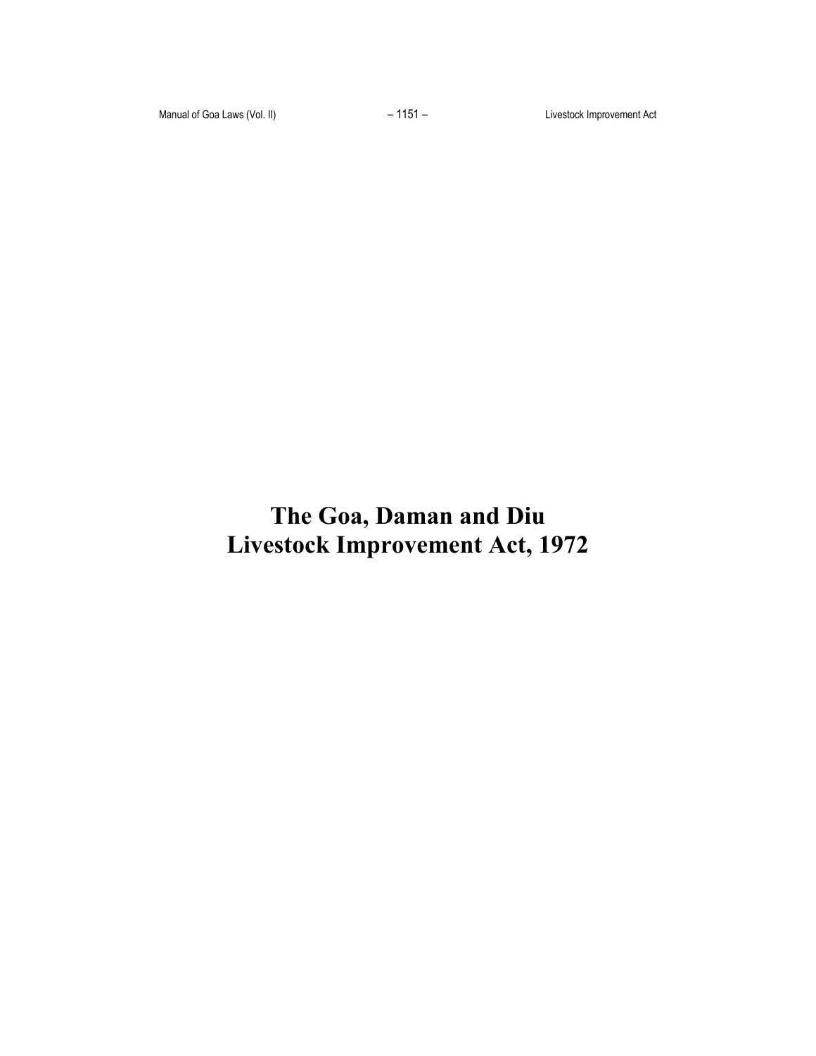# The Goa, Daman and Diu Livestock Improvement Act, 1972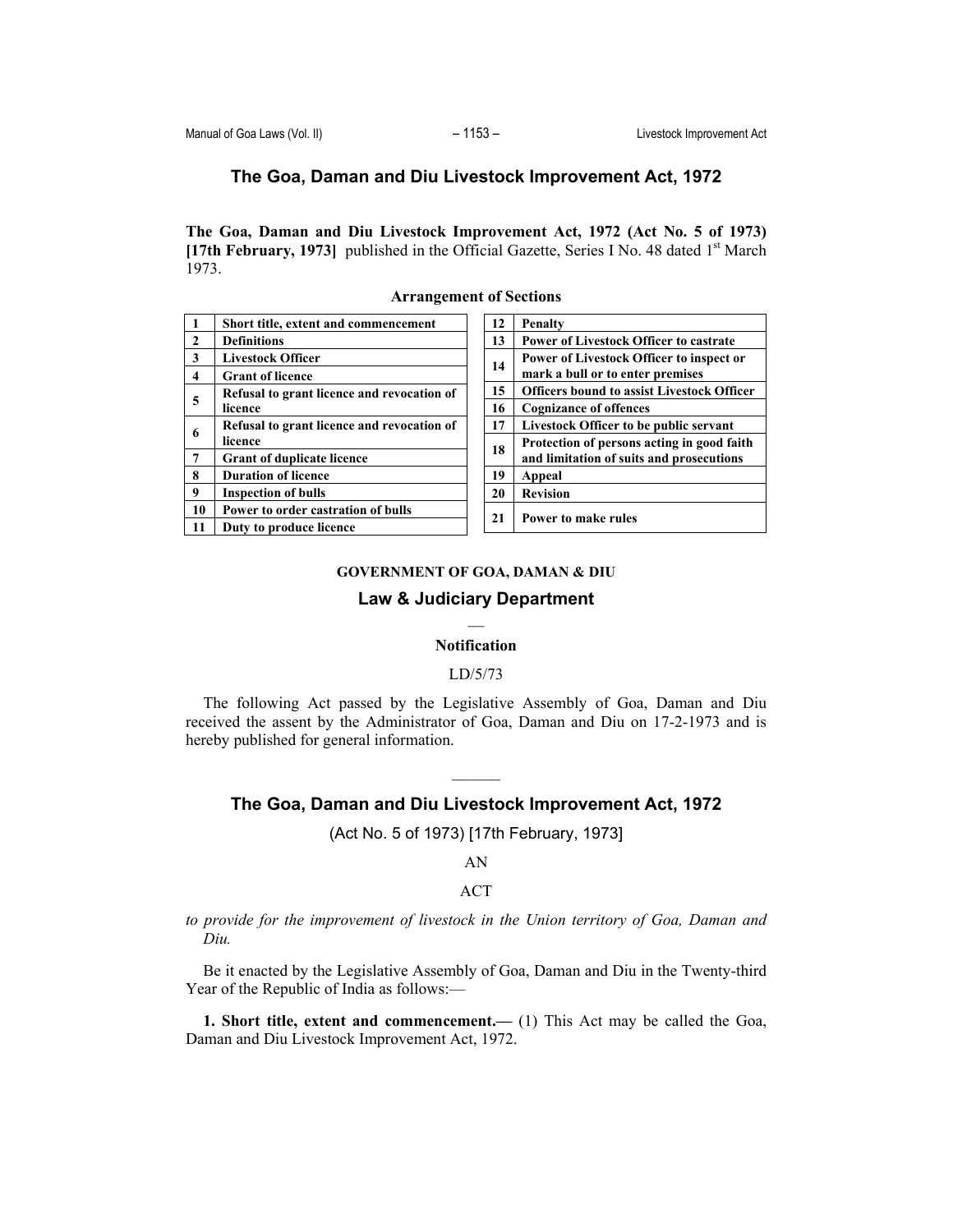# The Goa, Daman and Diu Livestock Improvement Act, 1972

**The Goa, Daman and Diu Livestock Improvement Act, 1972 (Act No. 5 of 1973) [17th February, 1973]** published in the Official Gazette, Series I No. 48 dated 1st March 1973.

**Arrangement of Sections**

| | | | | |
|---|---|---|---|---|
| **1** | **Short title, extent and commencement** | | **12** | **Penalty** |
| **2** | **Definitions** | | **13** | **Power of Livestock Officer to castrate** |
| **3** | **Livestock Officer** | | **14** | **Power of Livestock Officer to inspect or mark a bull or to enter premises** |
| **4** | **Grant of licence** | | **15** | **Officers bound to assist Livestock Officer** |
| **5** | **Refusal to grant licence and revocation of licence** | | **16** | **Cognizance of offences** |
| **6** | **Refusal to grant licence and revocation of licence** | | **17** | **Livestock Officer to be public servant** |
| **7** | **Grant of duplicate licence** | | **18** | **Protection of persons acting in good faith and limitation of suits and prosecutions** |
| **8** | **Duration of licence** | | **19** | **Appeal** |
| **9** | **Inspection of bulls** | | **20** | **Revision** |
| **10** | **Power to order castration of bulls** | | **21** | **Power to make rules** |
| **11** | **Duty to produce licence** | | | |

**GOVERNMENT OF GOA, DAMAN & DIU**

## Law & Judiciary Department

—

**Notification**

LD/5/73

The following Act passed by the Legislative Assembly of Goa, Daman and Diu received the assent by the Administrator of Goa, Daman and Diu on 17-2-1973 and is hereby published for general information.

———

## The Goa, Daman and Diu Livestock Improvement Act, 1972

(Act No. 5 of 1973) [17th February, 1973]

AN

ACT

*to provide for the improvement of livestock in the Union territory of Goa, Daman and Diu.*

Be it enacted by the Legislative Assembly of Goa, Daman and Diu in the Twenty-third Year of the Republic of India as follows:—

**1. Short title, extent and commencement.—** (1) This Act may be called the Goa, Daman and Diu Livestock Improvement Act, 1972.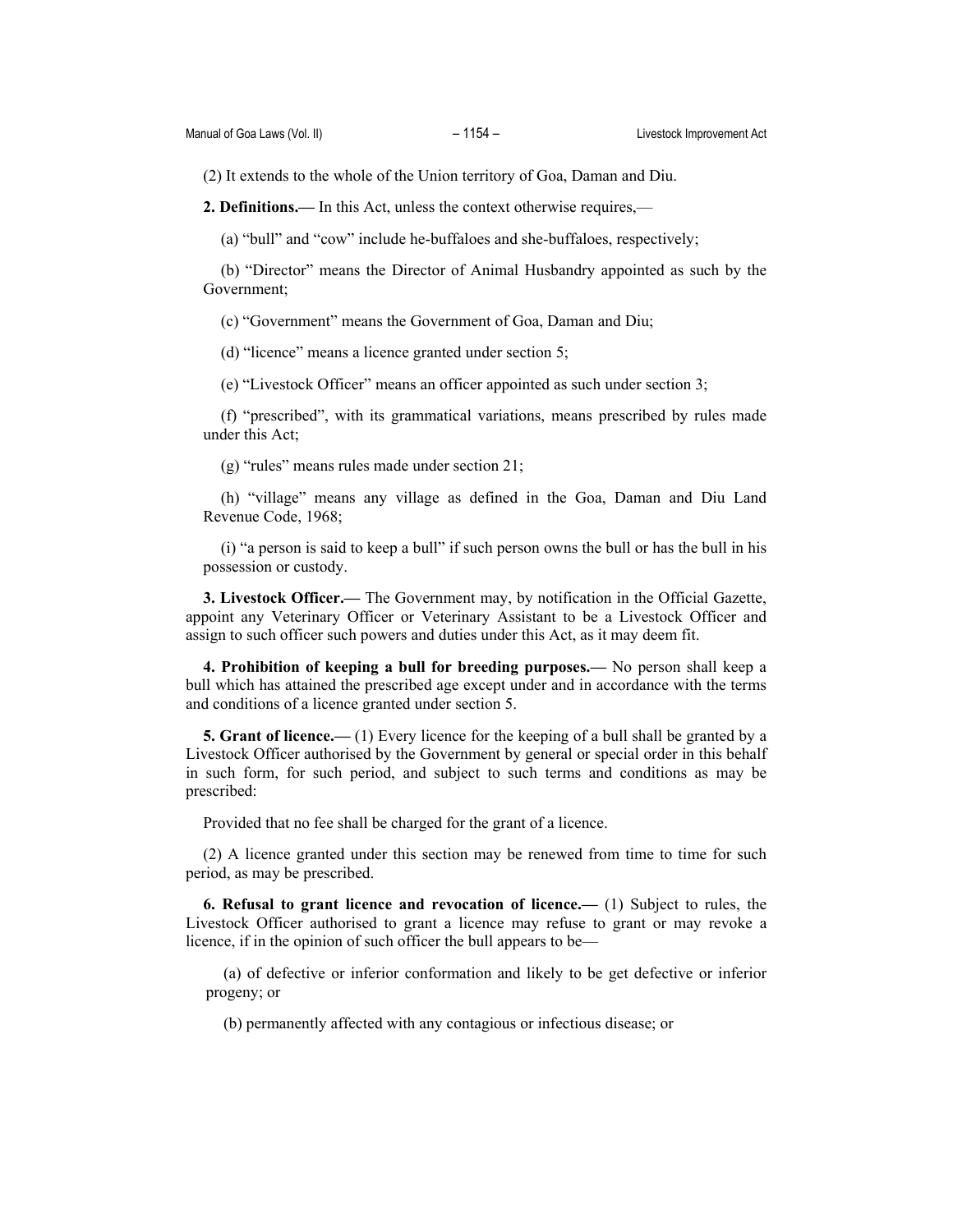(2) It extends to the whole of the Union territory of Goa, Daman and Diu.

**2. Definitions.—** In this Act, unless the context otherwise requires,—

(a) "bull" and "cow" include he-buffaloes and she-buffaloes, respectively;

(b) "Director" means the Director of Animal Husbandry appointed as such by the Government;

(c) "Government" means the Government of Goa, Daman and Diu;

(d) "licence" means a licence granted under section 5;

(e) "Livestock Officer" means an officer appointed as such under section 3;

(f) "prescribed", with its grammatical variations, means prescribed by rules made under this Act;

(g) "rules" means rules made under section 21;

(h) "village" means any village as defined in the Goa, Daman and Diu Land Revenue Code, 1968;

(i) "a person is said to keep a bull" if such person owns the bull or has the bull in his possession or custody.

**3. Livestock Officer.—** The Government may, by notification in the Official Gazette, appoint any Veterinary Officer or Veterinary Assistant to be a Livestock Officer and assign to such officer such powers and duties under this Act, as it may deem fit.

**4. Prohibition of keeping a bull for breeding purposes.—** No person shall keep a bull which has attained the prescribed age except under and in accordance with the terms and conditions of a licence granted under section 5.

**5. Grant of licence.—** (1) Every licence for the keeping of a bull shall be granted by a Livestock Officer authorised by the Government by general or special order in this behalf in such form, for such period, and subject to such terms and conditions as may be prescribed:

Provided that no fee shall be charged for the grant of a licence.

(2) A licence granted under this section may be renewed from time to time for such period, as may be prescribed.

**6. Refusal to grant licence and revocation of licence.—** (1) Subject to rules, the Livestock Officer authorised to grant a licence may refuse to grant or may revoke a licence, if in the opinion of such officer the bull appears to be—

(a) of defective or inferior conformation and likely to be get defective or inferior progeny; or

(b) permanently affected with any contagious or infectious disease; or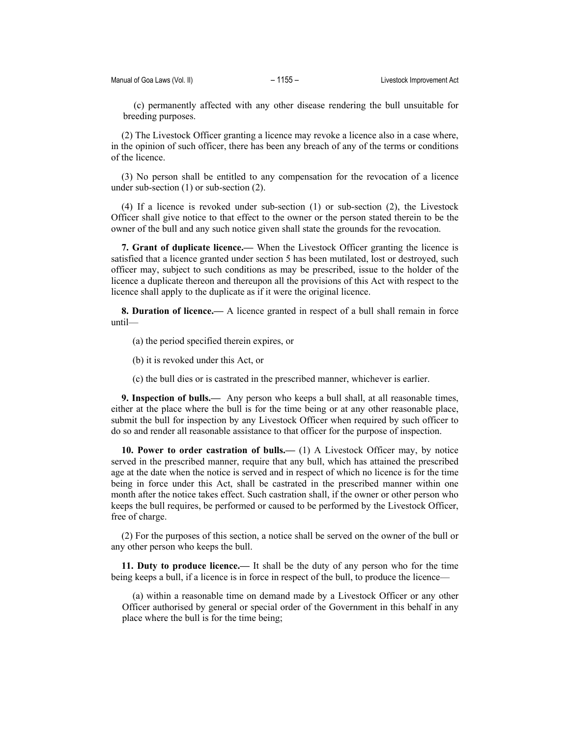(c) permanently affected with any other disease rendering the bull unsuitable for breeding purposes.

(2) The Livestock Officer granting a licence may revoke a licence also in a case where, in the opinion of such officer, there has been any breach of any of the terms or conditions of the licence.

(3) No person shall be entitled to any compensation for the revocation of a licence under sub-section (1) or sub-section (2).

(4) If a licence is revoked under sub-section (1) or sub-section (2), the Livestock Officer shall give notice to that effect to the owner or the person stated therein to be the owner of the bull and any such notice given shall state the grounds for the revocation.

**7. Grant of duplicate licence.—** When the Livestock Officer granting the licence is satisfied that a licence granted under section 5 has been mutilated, lost or destroyed, such officer may, subject to such conditions as may be prescribed, issue to the holder of the licence a duplicate thereon and thereupon all the provisions of this Act with respect to the licence shall apply to the duplicate as if it were the original licence.

**8. Duration of licence.—** A licence granted in respect of a bull shall remain in force until—

(a) the period specified therein expires, or

(b) it is revoked under this Act, or

(c) the bull dies or is castrated in the prescribed manner, whichever is earlier.

**9. Inspection of bulls.—** Any person who keeps a bull shall, at all reasonable times, either at the place where the bull is for the time being or at any other reasonable place, submit the bull for inspection by any Livestock Officer when required by such officer to do so and render all reasonable assistance to that officer for the purpose of inspection.

**10. Power to order castration of bulls.—** (1) A Livestock Officer may, by notice served in the prescribed manner, require that any bull, which has attained the prescribed age at the date when the notice is served and in respect of which no licence is for the time being in force under this Act, shall be castrated in the prescribed manner within one month after the notice takes effect. Such castration shall, if the owner or other person who keeps the bull requires, be performed or caused to be performed by the Livestock Officer, free of charge.

(2) For the purposes of this section, a notice shall be served on the owner of the bull or any other person who keeps the bull.

**11. Duty to produce licence.—** It shall be the duty of any person who for the time being keeps a bull, if a licence is in force in respect of the bull, to produce the licence—

(a) within a reasonable time on demand made by a Livestock Officer or any other Officer authorised by general or special order of the Government in this behalf in any place where the bull is for the time being;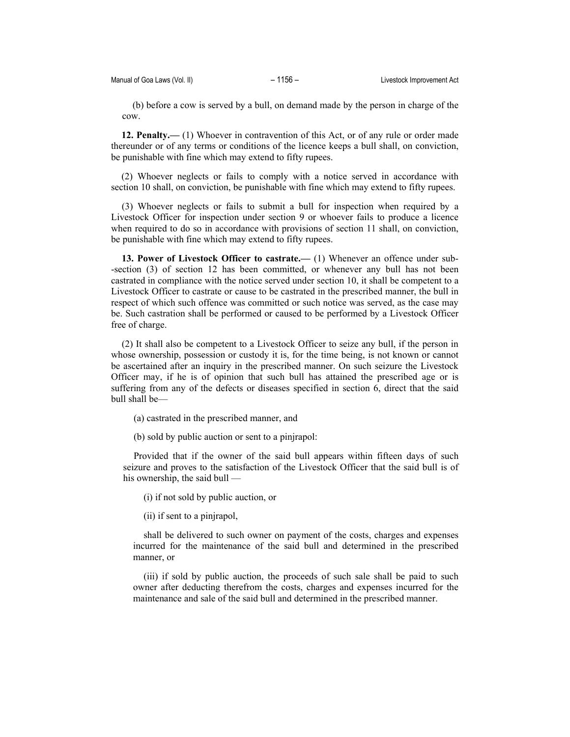(b) before a cow is served by a bull, on demand made by the person in charge of the cow.

**12. Penalty.—** (1) Whoever in contravention of this Act, or of any rule or order made thereunder or of any terms or conditions of the licence keeps a bull shall, on conviction, be punishable with fine which may extend to fifty rupees.

(2) Whoever neglects or fails to comply with a notice served in accordance with section 10 shall, on conviction, be punishable with fine which may extend to fifty rupees.

(3) Whoever neglects or fails to submit a bull for inspection when required by a Livestock Officer for inspection under section 9 or whoever fails to produce a licence when required to do so in accordance with provisions of section 11 shall, on conviction, be punishable with fine which may extend to fifty rupees.

**13. Power of Livestock Officer to castrate.—** (1) Whenever an offence under sub--section (3) of section 12 has been committed, or whenever any bull has not been castrated in compliance with the notice served under section 10, it shall be competent to a Livestock Officer to castrate or cause to be castrated in the prescribed manner, the bull in respect of which such offence was committed or such notice was served, as the case may be. Such castration shall be performed or caused to be performed by a Livestock Officer free of charge.

(2) It shall also be competent to a Livestock Officer to seize any bull, if the person in whose ownership, possession or custody it is, for the time being, is not known or cannot be ascertained after an inquiry in the prescribed manner. On such seizure the Livestock Officer may, if he is of opinion that such bull has attained the prescribed age or is suffering from any of the defects or diseases specified in section 6, direct that the said bull shall be—

(a) castrated in the prescribed manner, and

(b) sold by public auction or sent to a pinjrapol:

Provided that if the owner of the said bull appears within fifteen days of such seizure and proves to the satisfaction of the Livestock Officer that the said bull is of his ownership, the said bull —

(i) if not sold by public auction, or

(ii) if sent to a pinjrapol,

shall be delivered to such owner on payment of the costs, charges and expenses incurred for the maintenance of the said bull and determined in the prescribed manner, or

(iii) if sold by public auction, the proceeds of such sale shall be paid to such owner after deducting therefrom the costs, charges and expenses incurred for the maintenance and sale of the said bull and determined in the prescribed manner.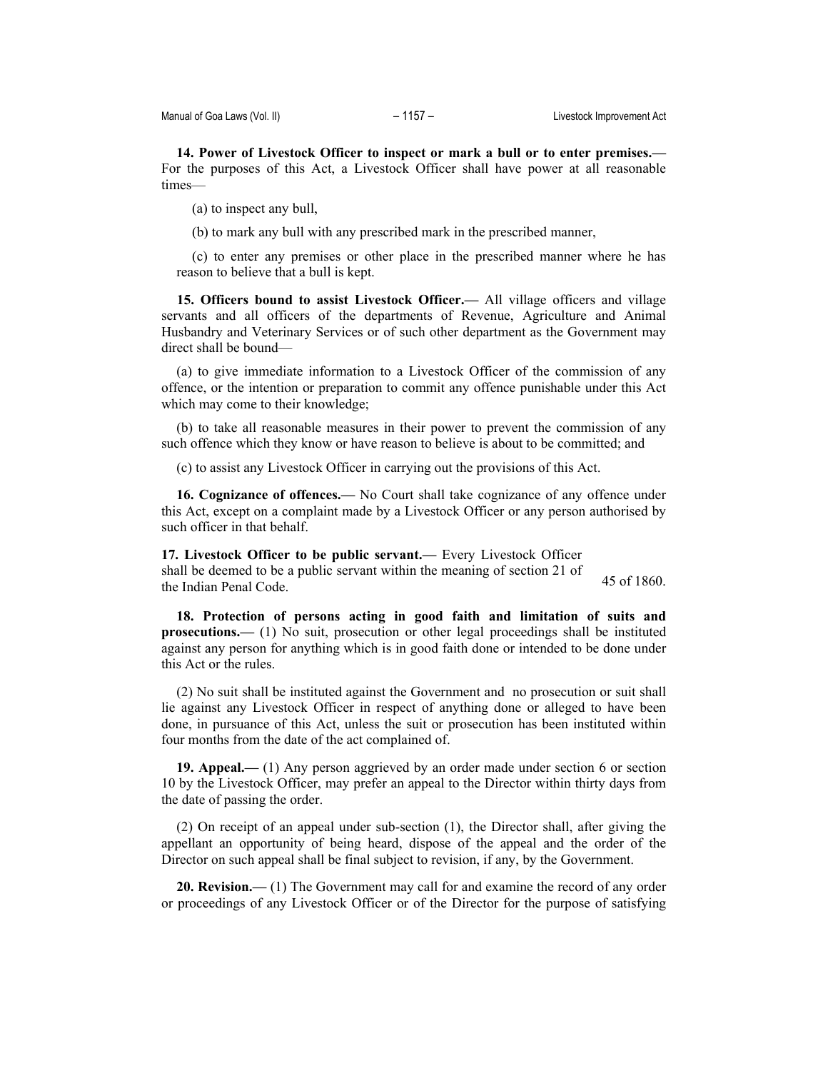**14. Power of Livestock Officer to inspect or mark a bull or to enter premises.—** For the purposes of this Act, a Livestock Officer shall have power at all reasonable times—

(a) to inspect any bull,

(b) to mark any bull with any prescribed mark in the prescribed manner,

(c) to enter any premises or other place in the prescribed manner where he has reason to believe that a bull is kept.

**15. Officers bound to assist Livestock Officer.—** All village officers and village servants and all officers of the departments of Revenue, Agriculture and Animal Husbandry and Veterinary Services or of such other department as the Government may direct shall be bound—

(a) to give immediate information to a Livestock Officer of the commission of any offence, or the intention or preparation to commit any offence punishable under this Act which may come to their knowledge;

(b) to take all reasonable measures in their power to prevent the commission of any such offence which they know or have reason to believe is about to be committed; and

(c) to assist any Livestock Officer in carrying out the provisions of this Act.

**16. Cognizance of offences.—** No Court shall take cognizance of any offence under this Act, except on a complaint made by a Livestock Officer or any person authorised by such officer in that behalf.

**17. Livestock Officer to be public servant.—** Every Livestock Officer shall be deemed to be a public servant within the meaning of section 21 of the Indian Penal Code. 45 of 1860.

**18. Protection of persons acting in good faith and limitation of suits and prosecutions.—** (1) No suit, prosecution or other legal proceedings shall be instituted against any person for anything which is in good faith done or intended to be done under this Act or the rules.

(2) No suit shall be instituted against the Government and no prosecution or suit shall lie against any Livestock Officer in respect of anything done or alleged to have been done, in pursuance of this Act, unless the suit or prosecution has been instituted within four months from the date of the act complained of.

**19. Appeal.—** (1) Any person aggrieved by an order made under section 6 or section 10 by the Livestock Officer, may prefer an appeal to the Director within thirty days from the date of passing the order.

(2) On receipt of an appeal under sub-section (1), the Director shall, after giving the appellant an opportunity of being heard, dispose of the appeal and the order of the Director on such appeal shall be final subject to revision, if any, by the Government.

**20. Revision.—** (1) The Government may call for and examine the record of any order or proceedings of any Livestock Officer or of the Director for the purpose of satisfying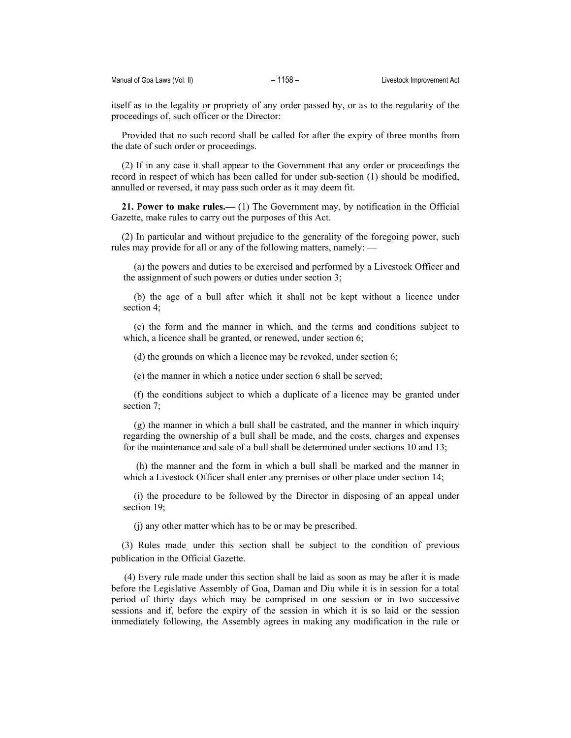itself as to the legality or propriety of any order passed by, or as to the regularity of the proceedings of, such officer or the Director:

Provided that no such record shall be called for after the expiry of three months from the date of such order or proceedings.

(2) If in any case it shall appear to the Government that any order or proceedings the record in respect of which has been called for under sub-section (1) should be modified, annulled or reversed, it may pass such order as it may deem fit.

**21. Power to make rules.—** (1) The Government may, by notification in the Official Gazette, make rules to carry out the purposes of this Act.

(2) In particular and without prejudice to the generality of the foregoing power, such rules may provide for all or any of the following matters, namely: —

(a) the powers and duties to be exercised and performed by a Livestock Officer and the assignment of such powers or duties under section 3;

(b) the age of a bull after which it shall not be kept without a licence under section 4;

(c) the form and the manner in which, and the terms and conditions subject to which, a licence shall be granted, or renewed, under section 6;

(d) the grounds on which a licence may be revoked, under section 6;

(e) the manner in which a notice under section 6 shall be served;

(f) the conditions subject to which a duplicate of a licence may be granted under section 7;

(g) the manner in which a bull shall be castrated, and the manner in which inquiry regarding the ownership of a bull shall be made, and the costs, charges and expenses for the maintenance and sale of a bull shall be determined under sections 10 and 13;

(h) the manner and the form in which a bull shall be marked and the manner in which a Livestock Officer shall enter any premises or other place under section 14;

(i) the procedure to be followed by the Director in disposing of an appeal under section 19;

(j) any other matter which has to be or may be prescribed.

(3) Rules made under this section shall be subject to the condition of previous publication in the Official Gazette.

(4) Every rule made under this section shall be laid as soon as may be after it is made before the Legislative Assembly of Goa, Daman and Diu while it is in session for a total period of thirty days which may be comprised in one session or in two successive sessions and if, before the expiry of the session in which it is so laid or the session immediately following, the Assembly agrees in making any modification in the rule or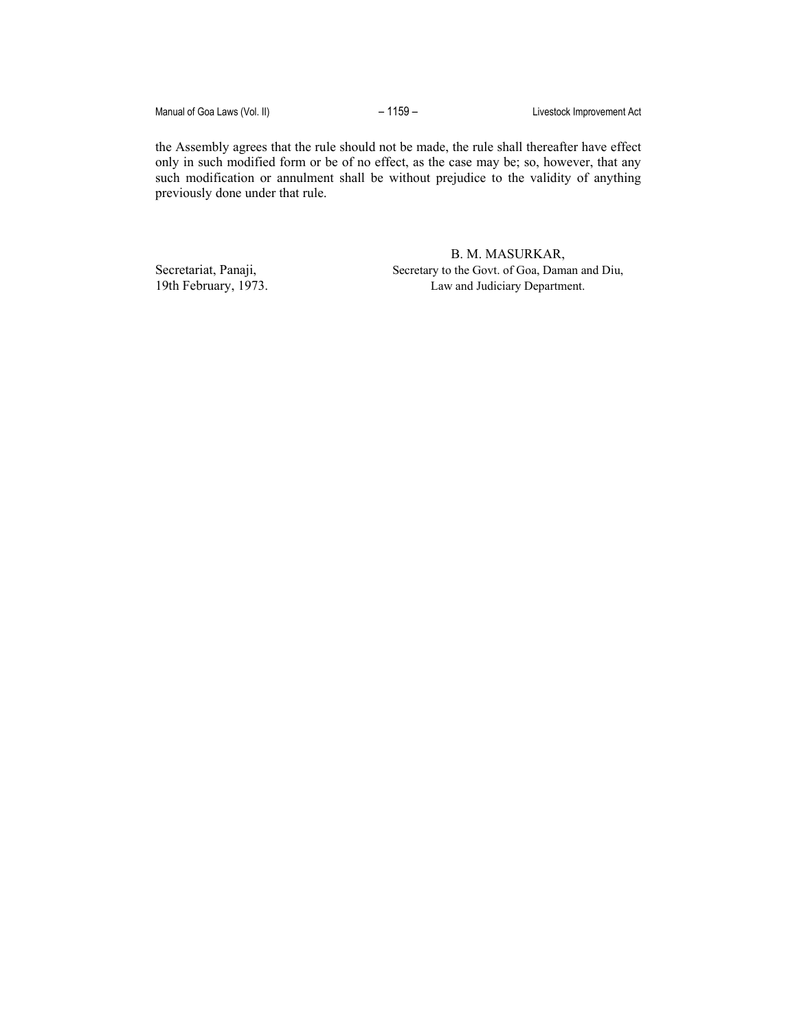the Assembly agrees that the rule should not be made, the rule shall thereafter have effect only in such modified form or be of no effect, as the case may be; so, however, that any such modification or annulment shall be without prejudice to the validity of anything previously done under that rule.

B. M. MASURKAR,
Secretary to the Govt. of Goa, Daman and Diu,
Law and Judiciary Department.

Secretariat, Panaji,
19th February, 1973.